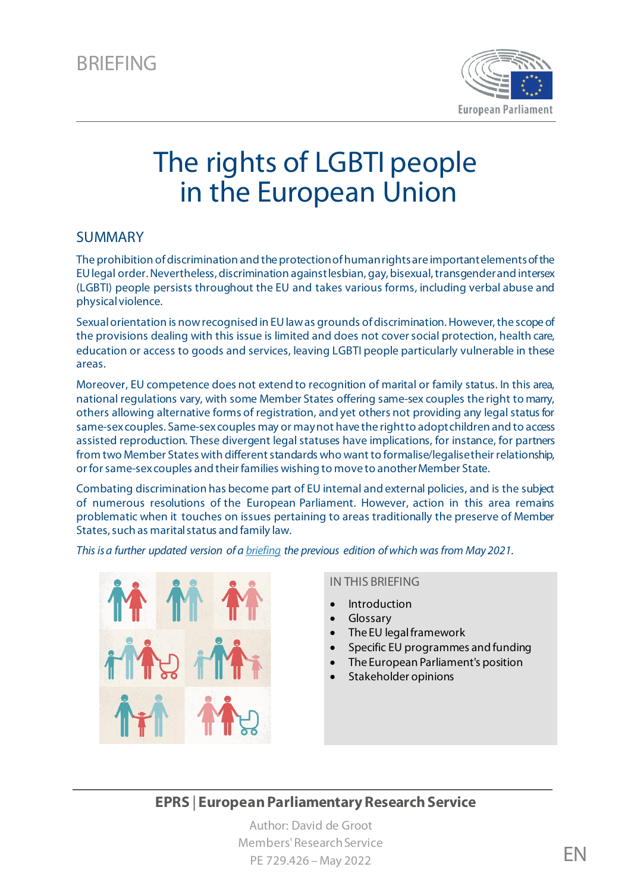BRIEFING

# The rights of LGBTI people in the European Union

## SUMMARY

The prohibition of discrimination and the protection of human rights are important elements of the EU legal order. Nevertheless, discrimination against lesbian, gay, bisexual, transgender and intersex (LGBTI) people persists throughout the EU and takes various forms, including verbal abuse and physical violence.

Sexual orientation is now recognised in EU law as grounds of discrimination. However, the scope of the provisions dealing with this issue is limited and does not cover social protection, health care, education or access to goods and services, leaving LGBTI people particularly vulnerable in these areas.

Moreover, EU competence does not extend to recognition of marital or family status. In this area, national regulations vary, with some Member States offering same-sex couples the right to marry, others allowing alternative forms of registration, and yet others not providing any legal status for same-sex couples. Same-sex couples may or may not have the right to adopt children and to access assisted reproduction. These divergent legal statuses have implications, for instance, for partners from two Member States with different standards who want to formalise/legalise their relationship, or for same-sex couples and their families wishing to move to another Member State.

Combating discrimination has become part of EU internal and external policies, and is the subject of numerous resolutions of the European Parliament. However, action in this area remains problematic when it touches on issues pertaining to areas traditionally the preserve of Member States, such as marital status and family law.

*This is a further updated version of a briefing the previous edition of which was from May 2021.*

IN THIS BRIEFING

- Introduction
- Glossary
- The EU legal framework
- Specific EU programmes and funding
- The European Parliament's position
- Stakeholder opinions

**EPRS | European Parliamentary Research Service**

Author: David de Groot
Members' Research Service
PE 729.426 – May 2022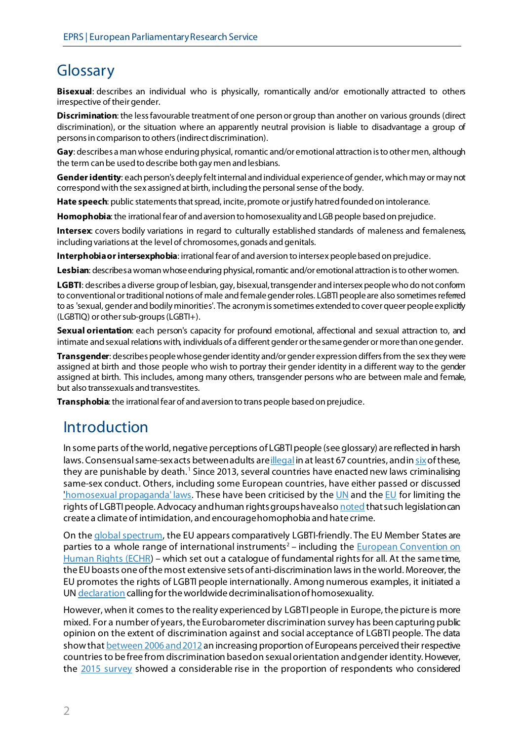## Glossary

**Bisexual**: describes an individual who is physically, romantically and/or emotionally attracted to others irrespective of their gender.

**Discrimination**: the less favourable treatment of one person or group than another on various grounds (direct discrimination), or the situation where an apparently neutral provision is liable to disadvantage a group of persons in comparison to others (indirect discrimination).

**Gay**: describes a man whose enduring physical, romantic and/or emotional attraction is to other men, although the term can be used to describe both gay men and lesbians.

**Gender identity**: each person's deeply felt internal and individual experience of gender, which may or may not correspond with the sex assigned at birth, including the personal sense of the body.

**Hate speech**: public statements that spread, incite, promote or justify hatred founded on intolerance.

**Homophobia**: the irrational fear of and aversion to homosexuality and LGB people based on prejudice.

**Intersex**: covers bodily variations in regard to culturally established standards of maleness and femaleness, including variations at the level of chromosomes, gonads and genitals.

**Interphobia or intersexphobia**: irrational fear of and aversion to intersex people based on prejudice.

**Lesbian**: describes a woman whose enduring physical, romantic and/or emotional attraction is to other women.

**LGBTI**: describes a diverse group of lesbian, gay, bisexual, transgender and intersex people who do not conform to conventional or traditional notions of male and female gender roles. LGBTI people are also sometimes referred to as 'sexual, gender and bodily minorities'. The acronym is sometimes extended to cover queer people explicitly (LGBTIQ) or other sub-groups (LGBTI+).

**Sexual orientation**: each person's capacity for profound emotional, affectional and sexual attraction to, and intimate and sexual relations with, individuals of a different gender or the same gender or more than one gender.

**Transgender**: describes people whose gender identity and/or gender expression differs from the sex they were assigned at birth and those people who wish to portray their gender identity in a different way to the gender assigned at birth. This includes, among many others, transgender persons who are between male and female, but also transsexuals and transvestites.

**Transphobia**: the irrational fear of and aversion to trans people based on prejudice.

## Introduction

In some parts of the world, negative perceptions of LGBTI people (see glossary) are reflected in harsh laws. Consensual same-sex acts between adults are illegal in at least 67 countries, and in six of these, they are punishable by death.[1] Since 2013, several countries have enacted new laws criminalising same-sex conduct. Others, including some European countries, have either passed or discussed 'homosexual propaganda' laws. These have been criticised by the UN and the EU for limiting the rights of LGBTI people. Advocacy and human rights groups have also noted that such legislation can create a climate of intimidation, and encourage homophobia and hate crime.

On the global spectrum, the EU appears comparatively LGBTI-friendly. The EU Member States are parties to a whole range of international instruments[2] – including the European Convention on Human Rights (ECHR) – which set out a catalogue of fundamental rights for all. At the same time, the EU boasts one of the most extensive sets of anti-discrimination laws in the world. Moreover, the EU promotes the rights of LGBTI people internationally. Among numerous examples, it initiated a UN declaration calling for the worldwide decriminalisation of homosexuality.

However, when it comes to the reality experienced by LGBTI people in Europe, the picture is more mixed. For a number of years, the Eurobarometer discrimination survey has been capturing public opinion on the extent of discrimination against and social acceptance of LGBTI people. The data show that between 2006 and 2012 an increasing proportion of Europeans perceived their respective countries to be free from discrimination based on sexual orientation and gender identity. However, the 2015 survey showed a considerable rise in the proportion of respondents who considered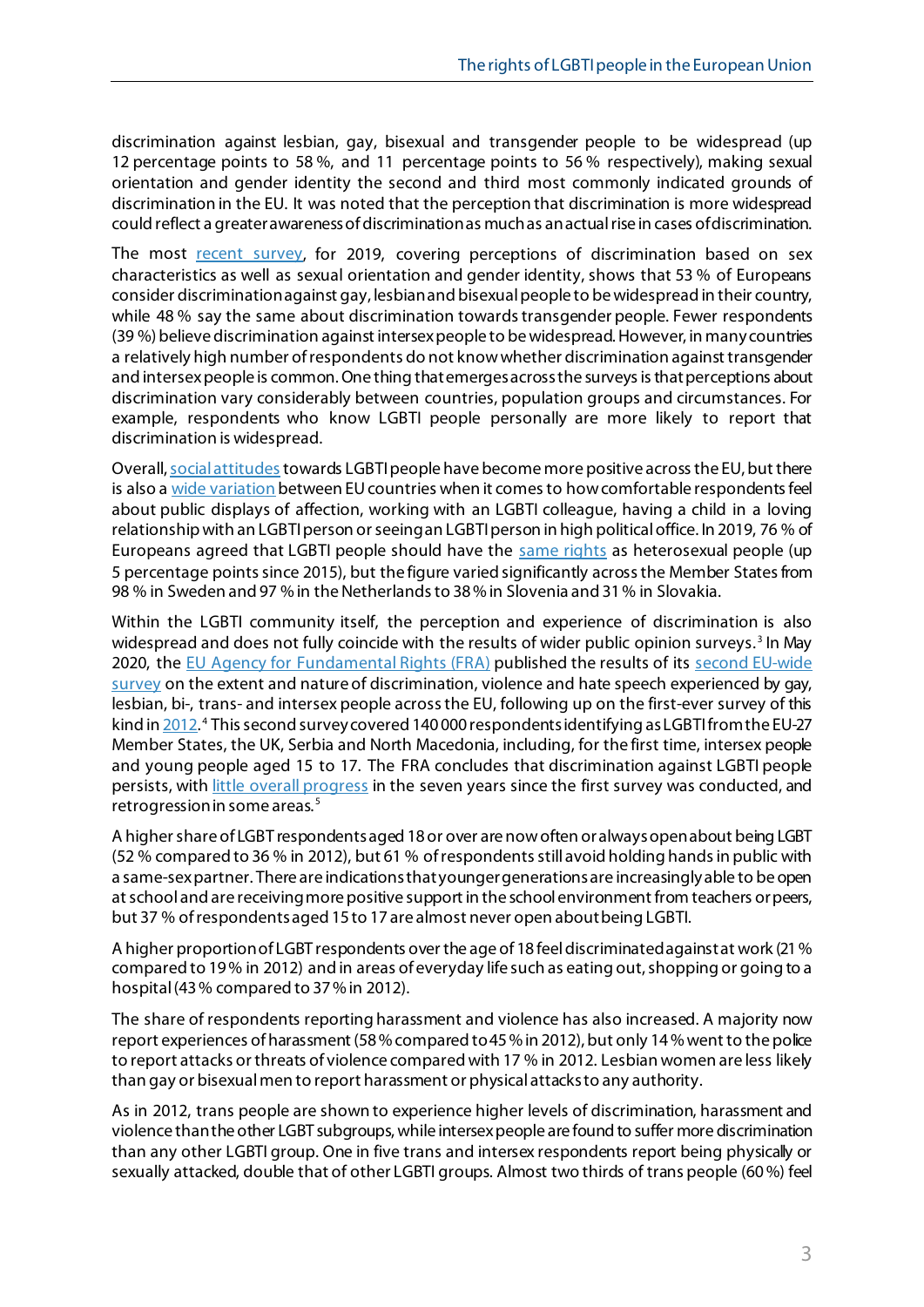discrimination against lesbian, gay, bisexual and transgender people to be widespread (up 12 percentage points to 58 %, and 11 percentage points to 56 % respectively), making sexual orientation and gender identity the second and third most commonly indicated grounds of discrimination in the EU. It was noted that the perception that discrimination is more widespread could reflect a greater awareness of discrimination as much as an actual rise in cases of discrimination.

The most recent survey, for 2019, covering perceptions of discrimination based on sex characteristics as well as sexual orientation and gender identity, shows that 53 % of Europeans consider discrimination against gay, lesbian and bisexual people to be widespread in their country, while 48 % say the same about discrimination towards transgender people. Fewer respondents (39 %) believe discrimination against intersex people to be widespread. However, in many countries a relatively high number of respondents do not know whether discrimination against transgender and intersex people is common. One thing that emerges across the surveys is that perceptions about discrimination vary considerably between countries, population groups and circumstances. For example, respondents who know LGBTI people personally are more likely to report that discrimination is widespread.

Overall, social attitudes towards LGBTI people have become more positive across the EU, but there is also a wide variation between EU countries when it comes to how comfortable respondents feel about public displays of affection, working with an LGBTI colleague, having a child in a loving relationship with an LGBTI person or seeing an LGBTI person in high political office. In 2019, 76 % of Europeans agreed that LGBTI people should have the same rights as heterosexual people (up 5 percentage points since 2015), but the figure varied significantly across the Member States from 98 % in Sweden and 97 % in the Netherlands to 38 % in Slovenia and 31 % in Slovakia.

Within the LGBTI community itself, the perception and experience of discrimination is also widespread and does not fully coincide with the results of wider public opinion surveys.[3] In May 2020, the EU Agency for Fundamental Rights (FRA) published the results of its second EU-wide survey on the extent and nature of discrimination, violence and hate speech experienced by gay, lesbian, bi-, trans- and intersex people across the EU, following up on the first-ever survey of this kind in 2012.[4] This second survey covered 140 000 respondents identifying as LGBTI from the EU-27 Member States, the UK, Serbia and North Macedonia, including, for the first time, intersex people and young people aged 15 to 17. The FRA concludes that discrimination against LGBTI people persists, with little overall progress in the seven years since the first survey was conducted, and retrogression in some areas.[5]

A higher share of LGBT respondents aged 18 or over are now often or always open about being LGBT (52 % compared to 36 % in 2012), but 61 % of respondents still avoid holding hands in public with a same-sex partner. There are indications that younger generations are increasingly able to be open at school and are receiving more positive support in the school environment from teachers or peers, but 37 % of respondents aged 15 to 17 are almost never open about being LGBTI.

A higher proportion of LGBT respondents over the age of 18 feel discriminated against at work (21 % compared to 19 % in 2012) and in areas of everyday life such as eating out, shopping or going to a hospital (43 % compared to 37 % in 2012).

The share of respondents reporting harassment and violence has also increased. A majority now report experiences of harassment (58 % compared to 45 % in 2012), but only 14 % went to the police to report attacks or threats of violence compared with 17 % in 2012. Lesbian women are less likely than gay or bisexual men to report harassment or physical attacks to any authority.

As in 2012, trans people are shown to experience higher levels of discrimination, harassment and violence than the other LGBT subgroups, while intersex people are found to suffer more discrimination than any other LGBTI group. One in five trans and intersex respondents report being physically or sexually attacked, double that of other LGBTI groups. Almost two thirds of trans people (60 %) feel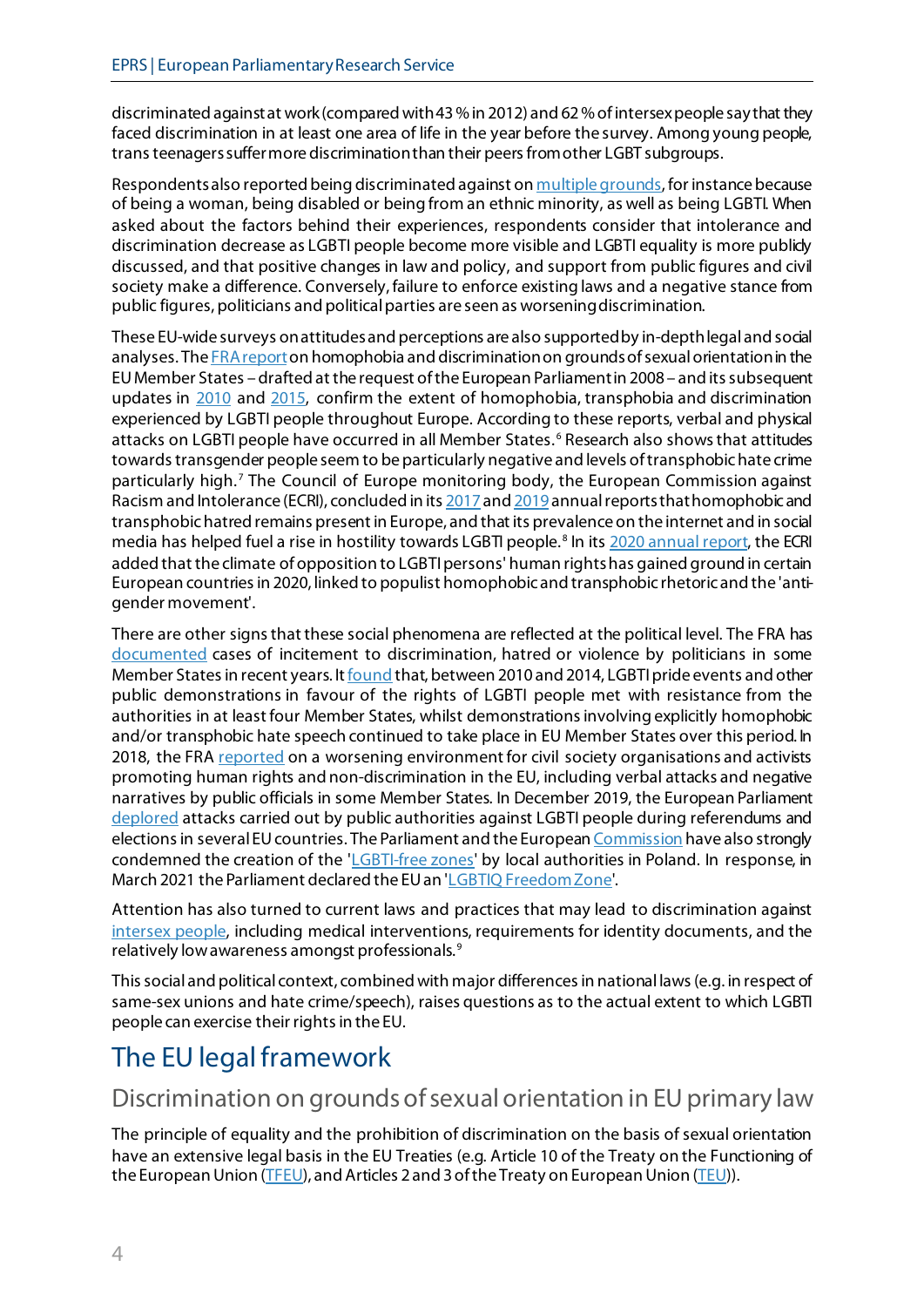discriminated against at work (compared with 43 % in 2012) and 62 % of intersex people say that they faced discrimination in at least one area of life in the year before the survey. Among young people, trans teenagers suffer more discrimination than their peers from other LGBT subgroups.

Respondents also reported being discriminated against on multiple grounds, for instance because of being a woman, being disabled or being from an ethnic minority, as well as being LGBTI. When asked about the factors behind their experiences, respondents consider that intolerance and discrimination decrease as LGBTI people become more visible and LGBTI equality is more publicly discussed, and that positive changes in law and policy, and support from public figures and civil society make a difference. Conversely, failure to enforce existing laws and a negative stance from public figures, politicians and political parties are seen as worsening discrimination.

These EU-wide surveys on attitudes and perceptions are also supported by in-depth legal and social analyses. The FRA report on homophobia and discrimination on grounds of sexual orientation in the EU Member States – drafted at the request of the European Parliament in 2008 – and its subsequent updates in 2010 and 2015, confirm the extent of homophobia, transphobia and discrimination experienced by LGBTI people throughout Europe. According to these reports, verbal and physical attacks on LGBTI people have occurred in all Member States.[6] Research also shows that attitudes towards transgender people seem to be particularly negative and levels of transphobic hate crime particularly high.[7] The Council of Europe monitoring body, the European Commission against Racism and Intolerance (ECRI), concluded in its 2017 and 2019 annual reports that homophobic and transphobic hatred remains present in Europe, and that its prevalence on the internet and in social media has helped fuel a rise in hostility towards LGBTI people.[8] In its 2020 annual report, the ECRI added that the climate of opposition to LGBTI persons' human rights has gained ground in certain European countries in 2020, linked to populist homophobic and transphobic rhetoric and the 'anti-gender movement'.

There are other signs that these social phenomena are reflected at the political level. The FRA has documented cases of incitement to discrimination, hatred or violence by politicians in some Member States in recent years. It found that, between 2010 and 2014, LGBTI pride events and other public demonstrations in favour of the rights of LGBTI people met with resistance from the authorities in at least four Member States, whilst demonstrations involving explicitly homophobic and/or transphobic hate speech continued to take place in EU Member States over this period. In 2018, the FRA reported on a worsening environment for civil society organisations and activists promoting human rights and non-discrimination in the EU, including verbal attacks and negative narratives by public officials in some Member States. In December 2019, the European Parliament deplored attacks carried out by public authorities against LGBTI people during referendums and elections in several EU countries. The Parliament and the European Commission have also strongly condemned the creation of the 'LGBTI-free zones' by local authorities in Poland. In response, in March 2021 the Parliament declared the EU an 'LGBTIQ Freedom Zone'.

Attention has also turned to current laws and practices that may lead to discrimination against intersex people, including medical interventions, requirements for identity documents, and the relatively low awareness amongst professionals.[9]

This social and political context, combined with major differences in national laws (e.g. in respect of same-sex unions and hate crime/speech), raises questions as to the actual extent to which LGBTI people can exercise their rights in the EU.

# The EU legal framework

## Discrimination on grounds of sexual orientation in EU primary law

The principle of equality and the prohibition of discrimination on the basis of sexual orientation have an extensive legal basis in the EU Treaties (e.g. Article 10 of the Treaty on the Functioning of the European Union (TFEU), and Articles 2 and 3 of the Treaty on European Union (TEU)).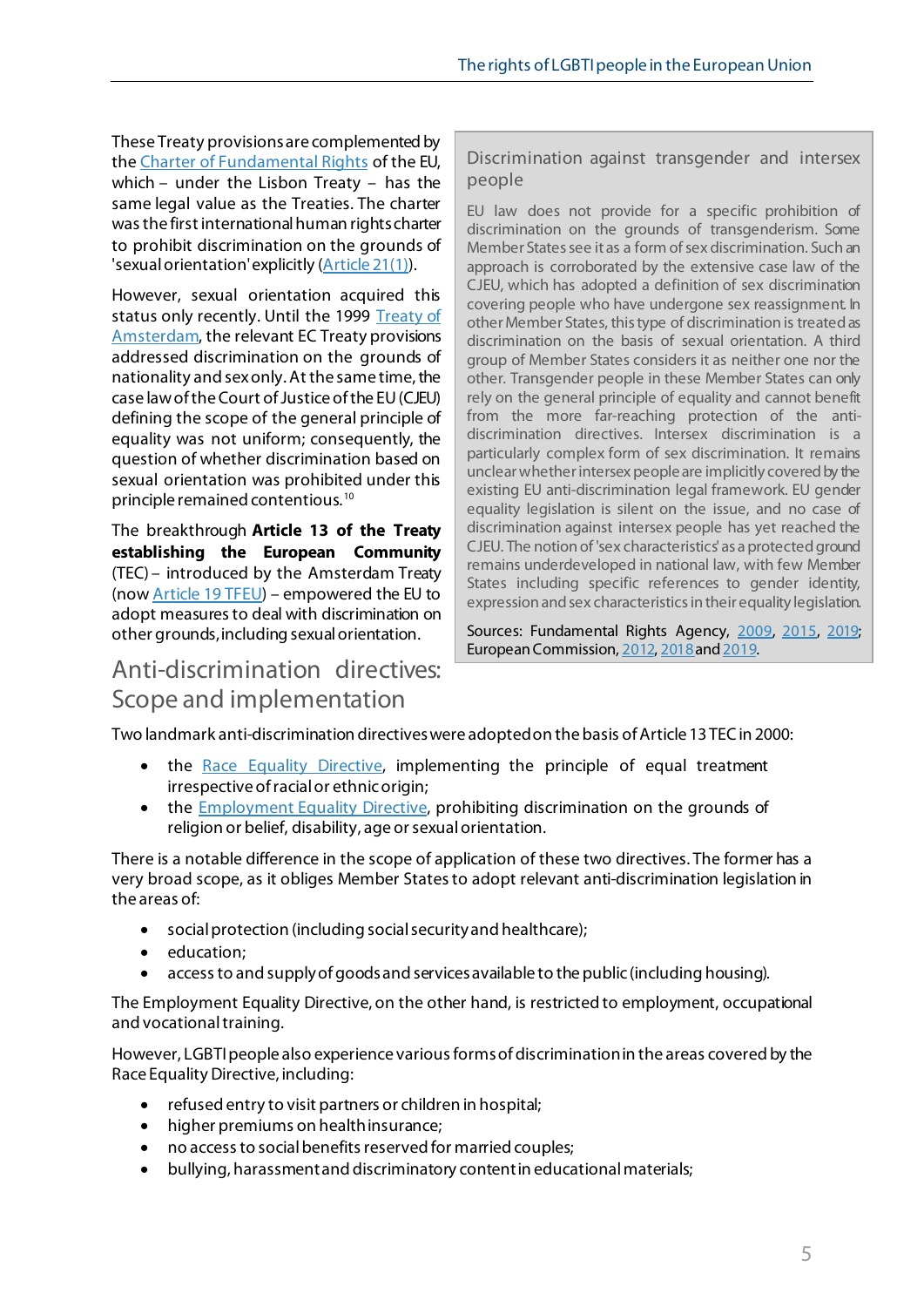These Treaty provisions are complemented by the Charter of Fundamental Rights of the EU, which – under the Lisbon Treaty – has the same legal value as the Treaties. The charter was the first international human rights charter to prohibit discrimination on the grounds of 'sexual orientation' explicitly (Article 21(1)).

However, sexual orientation acquired this status only recently. Until the 1999 Treaty of Amsterdam, the relevant EC Treaty provisions addressed discrimination on the grounds of nationality and sex only. At the same time, the case law of the Court of Justice of the EU (CJEU) defining the scope of the general principle of equality was not uniform; consequently, the question of whether discrimination based on sexual orientation was prohibited under this principle remained contentious.[10]

The breakthrough **Article 13 of the Treaty establishing the European Community** (TEC) – introduced by the Amsterdam Treaty (now Article 19 TFEU) – empowered the EU to adopt measures to deal with discrimination on other grounds, including sexual orientation.

> **Discrimination against transgender and intersex people**
>
> EU law does not provide for a specific prohibition of discrimination on the grounds of transgenderism. Some Member States see it as a form of sex discrimination. Such an approach is corroborated by the extensive case law of the CJEU, which has adopted a definition of sex discrimination covering people who have undergone sex reassignment. In other Member States, this type of discrimination is treated as discrimination on the basis of sexual orientation. A third group of Member States considers it as neither one nor the other. Transgender people in these Member States can only rely on the general principle of equality and cannot benefit from the more far-reaching protection of the anti-discrimination directives. Intersex discrimination is a particularly complex form of sex discrimination. It remains unclear whether intersex people are implicitly covered by the existing EU anti-discrimination legal framework. EU gender equality legislation is silent on the issue, and no case of discrimination against intersex people has yet reached the CJEU. The notion of 'sex characteristics' as a protected ground remains underdeveloped in national law, with few Member States including specific references to gender identity, expression and sex characteristics in their equality legislation.
>
> Sources: Fundamental Rights Agency, 2009, 2015, 2019; European Commission, 2012, 2018 and 2019.

## Anti-discrimination directives: Scope and implementation

Two landmark anti-discrimination directives were adopted on the basis of Article 13 TEC in 2000:

- the Race Equality Directive, implementing the principle of equal treatment irrespective of racial or ethnic origin;
- the Employment Equality Directive, prohibiting discrimination on the grounds of religion or belief, disability, age or sexual orientation.

There is a notable difference in the scope of application of these two directives. The former has a very broad scope, as it obliges Member States to adopt relevant anti-discrimination legislation in the areas of:

- social protection (including social security and healthcare);
- education;
- access to and supply of goods and services available to the public (including housing).

The Employment Equality Directive, on the other hand, is restricted to employment, occupational and vocational training.

However, LGBTI people also experience various forms of discrimination in the areas covered by the Race Equality Directive, including:

- refused entry to visit partners or children in hospital;
- higher premiums on health insurance;
- no access to social benefits reserved for married couples;
- bullying, harassment and discriminatory content in educational materials;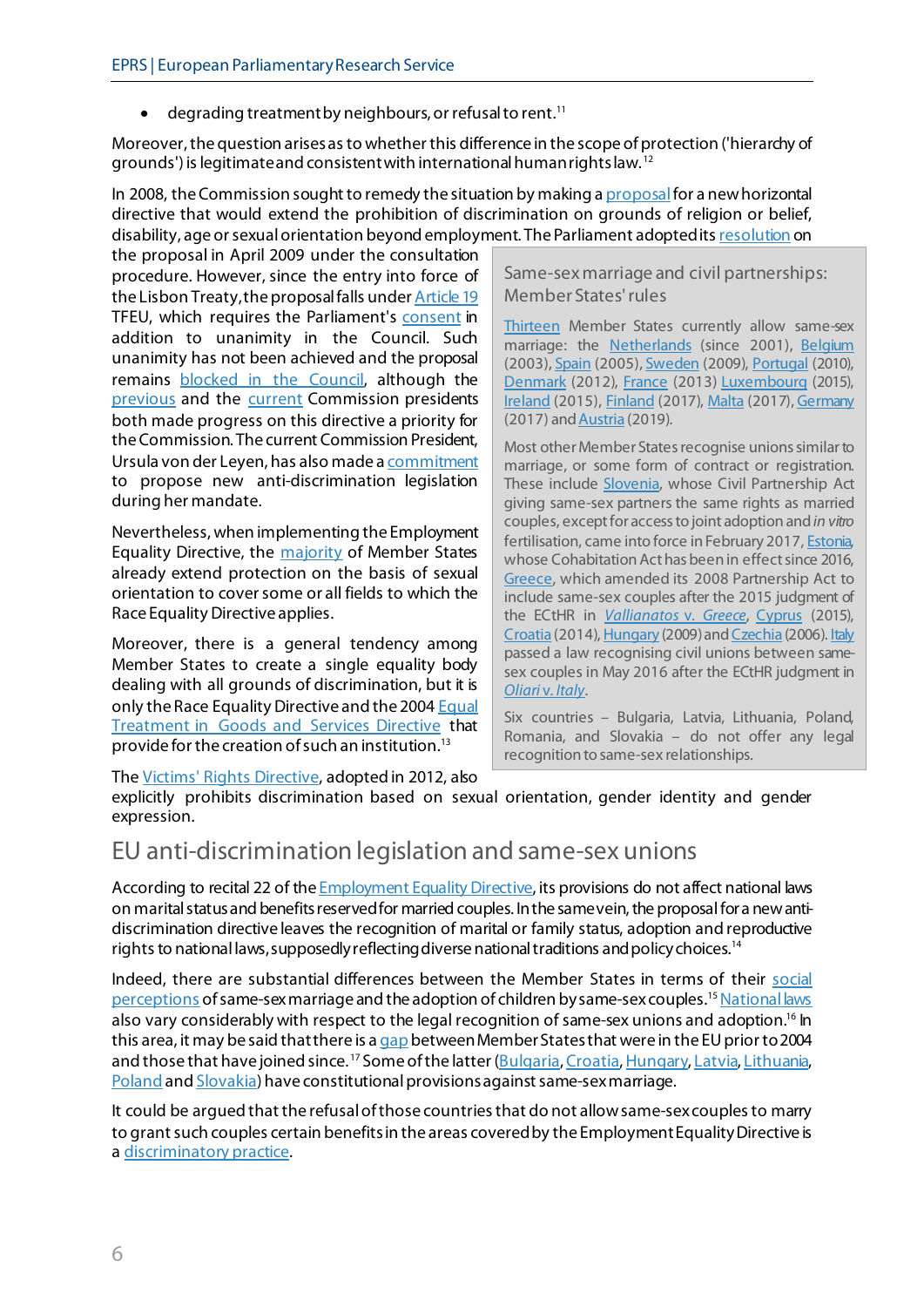- degrading treatment by neighbours, or refusal to rent.[11]

Moreover, the question arises as to whether this difference in the scope of protection ('hierarchy of grounds') is legitimate and consistent with international human rights law.[12]

In 2008, the Commission sought to remedy the situation by making a proposal for a new horizontal directive that would extend the prohibition of discrimination on grounds of religion or belief, disability, age or sexual orientation beyond employment. The Parliament adopted its resolution on the proposal in April 2009 under the consultation procedure. However, since the entry into force of the Lisbon Treaty, the proposal falls under Article 19 TFEU, which requires the Parliament's consent in addition to unanimity in the Council. Such unanimity has not been achieved and the proposal remains blocked in the Council, although the previous and the current Commission presidents both made progress on this directive a priority for the Commission. The current Commission President, Ursula von der Leyen, has also made a commitment to propose new anti-discrimination legislation during her mandate.

Nevertheless, when implementing the Employment Equality Directive, the majority of Member States already extend protection on the basis of sexual orientation to cover some or all fields to which the Race Equality Directive applies.

Moreover, there is a general tendency among Member States to create a single equality body dealing with all grounds of discrimination, but it is only the Race Equality Directive and the 2004 Equal Treatment in Goods and Services Directive that provide for the creation of such an institution.[13]

The Victims' Rights Directive, adopted in 2012, also explicitly prohibits discrimination based on sexual orientation, gender identity and gender expression.

> **Same-sex marriage and civil partnerships: Member States' rules**
>
> Thirteen Member States currently allow same-sex marriage: the Netherlands (since 2001), Belgium (2003), Spain (2005), Sweden (2009), Portugal (2010), Denmark (2012), France (2013) Luxembourg (2015), Ireland (2015), Finland (2017), Malta (2017), Germany (2017) and Austria (2019).
>
> Most other Member States recognise unions similar to marriage, or some form of contract or registration. These include Slovenia, whose Civil Partnership Act giving same-sex partners the same rights as married couples, except for access to joint adoption and *in vitro* fertilisation, came into force in February 2017, Estonia, whose Cohabitation Act has been in effect since 2016, Greece, which amended its 2008 Partnership Act to include same-sex couples after the 2015 judgment of the ECtHR in *Vallianatos v. Greece*, Cyprus (2015), Croatia (2014), Hungary (2009) and Czechia (2006). Italy passed a law recognising civil unions between same-sex couples in May 2016 after the ECtHR judgment in *Oliari v. Italy*.
>
> Six countries – Bulgaria, Latvia, Lithuania, Poland, Romania, and Slovakia – do not offer any legal recognition to same-sex relationships.

## EU anti-discrimination legislation and same-sex unions

According to recital 22 of the Employment Equality Directive, its provisions do not affect national laws on marital status and benefits reserved for married couples. In the same vein, the proposal for a new anti-discrimination directive leaves the recognition of marital or family status, adoption and reproductive rights to national laws, supposedly reflecting diverse national traditions and policy choices.[14]

Indeed, there are substantial differences between the Member States in terms of their social perceptions of same-sex marriage and the adoption of children by same-sex couples.[15] National laws also vary considerably with respect to the legal recognition of same-sex unions and adoption.[16] In this area, it may be said that there is a gap between Member States that were in the EU prior to 2004 and those that have joined since.[17] Some of the latter (Bulgaria, Croatia, Hungary, Latvia, Lithuania, Poland and Slovakia) have constitutional provisions against same-sex marriage.

It could be argued that the refusal of those countries that do not allow same-sex couples to marry to grant such couples certain benefits in the areas covered by the Employment Equality Directive is a discriminatory practice.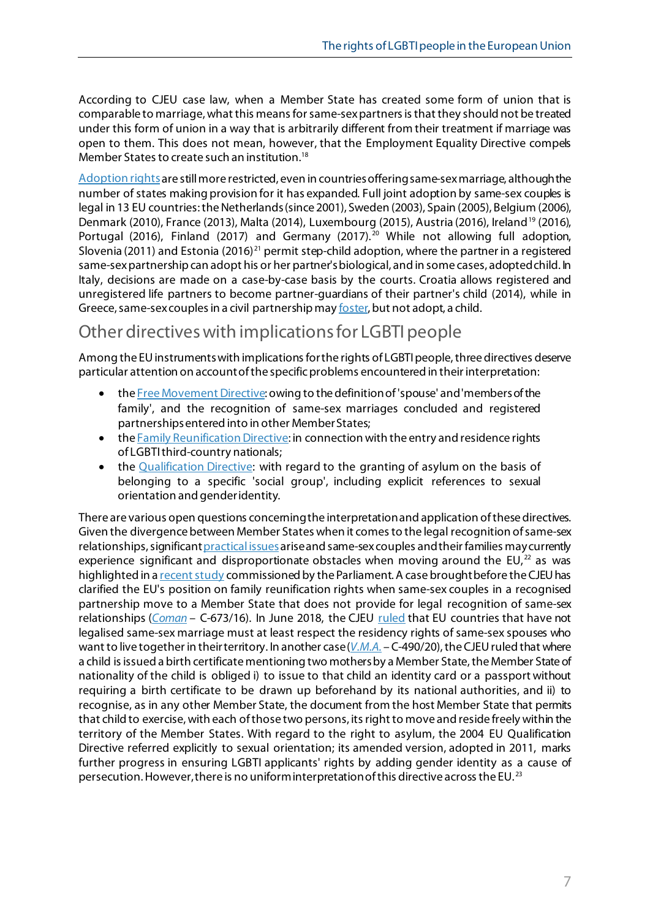According to CJEU case law, when a Member State has created some form of union that is comparable to marriage, what this means for same-sex partners is that they should not be treated under this form of union in a way that is arbitrarily different from their treatment if marriage was open to them. This does not mean, however, that the Employment Equality Directive compels Member States to create such an institution.[18]

Adoption rights are still more restricted, even in countries offering same-sex marriage, although the number of states making provision for it has expanded. Full joint adoption by same-sex couples is legal in 13 EU countries: the Netherlands (since 2001), Sweden (2003), Spain (2005), Belgium (2006), Denmark (2010), France (2013), Malta (2014), Luxembourg (2015), Austria (2016), Ireland[19] (2016), Portugal (2016), Finland (2017) and Germany (2017).[20] While not allowing full adoption, Slovenia (2011) and Estonia (2016)[21] permit step-child adoption, where the partner in a registered same-sex partnership can adopt his or her partner's biological, and in some cases, adopted child. In Italy, decisions are made on a case-by-case basis by the courts. Croatia allows registered and unregistered life partners to become partner-guardians of their partner's child (2014), while in Greece, same-sex couples in a civil partnership may foster, but not adopt, a child.

## Other directives with implications for LGBTI people

Among the EU instruments with implications for the rights of LGBTI people, three directives deserve particular attention on account of the specific problems encountered in their interpretation:

- the Free Movement Directive: owing to the definition of 'spouse' and 'members of the family', and the recognition of same-sex marriages concluded and registered partnerships entered into in other Member States;
- the Family Reunification Directive: in connection with the entry and residence rights of LGBTI third-country nationals;
- the Qualification Directive: with regard to the granting of asylum on the basis of belonging to a specific 'social group', including explicit references to sexual orientation and gender identity.

There are various open questions concerning the interpretation and application of these directives. Given the divergence between Member States when it comes to the legal recognition of same-sex relationships, significant practical issues arise and same-sex couples and their families may currently experience significant and disproportionate obstacles when moving around the EU,[22] as was highlighted in a recent study commissioned by the Parliament. A case brought before the CJEU has clarified the EU's position on family reunification rights when same-sex couples in a recognised partnership move to a Member State that does not provide for legal recognition of same-sex relationships (*Coman* – C-673/16). In June 2018, the CJEU ruled that EU countries that have not legalised same-sex marriage must at least respect the residency rights of same-sex spouses who want to live together in their territory. In another case (*V.M.A.* – C-490/20), the CJEU ruled that where a child is issued a birth certificate mentioning two mothers by a Member State, the Member State of nationality of the child is obliged i) to issue to that child an identity card or a passport without requiring a birth certificate to be drawn up beforehand by its national authorities, and ii) to recognise, as in any other Member State, the document from the host Member State that permits that child to exercise, with each of those two persons, its right to move and reside freely within the territory of the Member States. With regard to the right to asylum, the 2004 EU Qualification Directive referred explicitly to sexual orientation; its amended version, adopted in 2011, marks further progress in ensuring LGBTI applicants' rights by adding gender identity as a cause of persecution. However, there is no uniform interpretation of this directive across the EU.[23]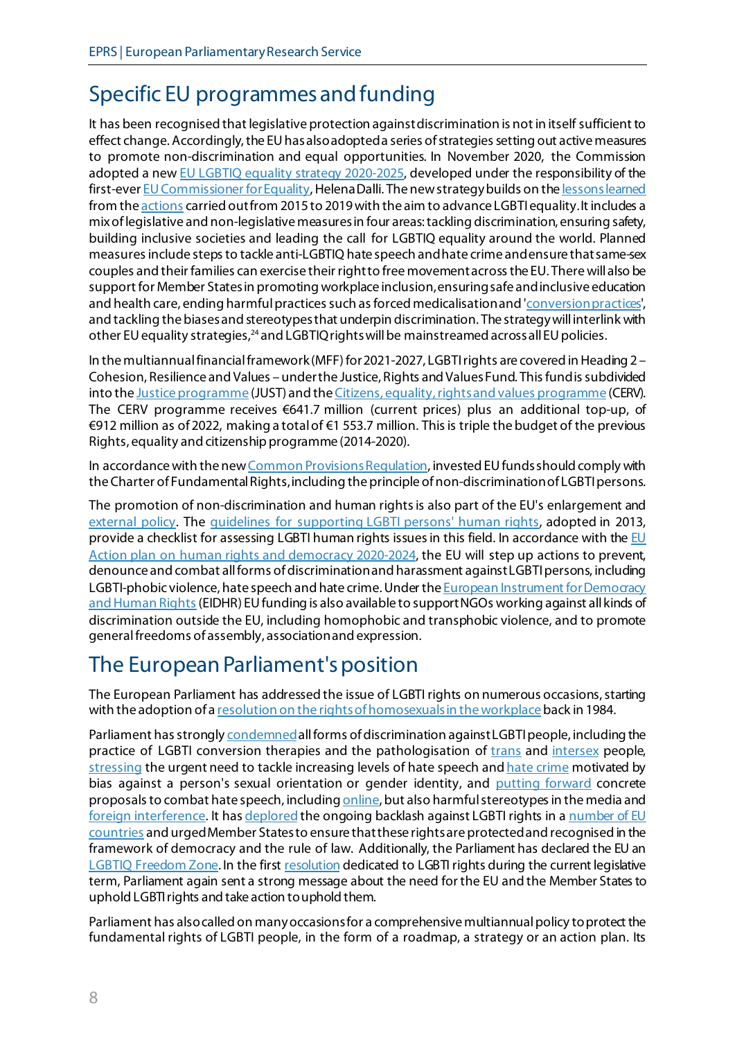## Specific EU programmes and funding

It has been recognised that legislative protection against discrimination is not in itself sufficient to effect change. Accordingly, the EU has also adopted a series of strategies setting out active measures to promote non-discrimination and equal opportunities. In November 2020, the Commission adopted a new EU LGBTIQ equality strategy 2020-2025, developed under the responsibility of the first-ever EU Commissioner for Equality, Helena Dalli. The new strategy builds on the lessons learned from the actions carried out from 2015 to 2019 with the aim to advance LGBTI equality. It includes a mix of legislative and non-legislative measures in four areas: tackling discrimination, ensuring safety, building inclusive societies and leading the call for LGBTIQ equality around the world. Planned measures include steps to tackle anti-LGBTIQ hate speech and hate crime and ensure that same-sex couples and their families can exercise their right to free movement across the EU. There will also be support for Member States in promoting workplace inclusion, ensuring safe and inclusive education and health care, ending harmful practices such as forced medicalisation and 'conversion practices', and tackling the biases and stereotypes that underpin discrimination. The strategy will interlink with other EU equality strategies,[24] and LGBTIQ rights will be mainstreamed across all EU policies.

In the multiannual financial framework (MFF) for 2021-2027, LGBTI rights are covered in Heading 2 – Cohesion, Resilience and Values – under the Justice, Rights and Values Fund. This fund is subdivided into the Justice programme (JUST) and the Citizens, equality, rights and values programme (CERV). The CERV programme receives €641.7 million (current prices) plus an additional top-up, of €912 million as of 2022, making a total of €1 553.7 million. This is triple the budget of the previous Rights, equality and citizenship programme (2014-2020).

In accordance with the new Common Provisions Regulation, invested EU funds should comply with the Charter of Fundamental Rights, including the principle of non-discrimination of LGBTI persons.

The promotion of non-discrimination and human rights is also part of the EU's enlargement and external policy. The guidelines for supporting LGBTI persons' human rights, adopted in 2013, provide a checklist for assessing LGBTI human rights issues in this field. In accordance with the EU Action plan on human rights and democracy 2020-2024, the EU will step up actions to prevent, denounce and combat all forms of discrimination and harassment against LGBTI persons, including LGBTI-phobic violence, hate speech and hate crime. Under the European Instrument for Democracy and Human Rights (EIDHR) EU funding is also available to support NGOs working against all kinds of discrimination outside the EU, including homophobic and transphobic violence, and to promote general freedoms of assembly, association and expression.

## The European Parliament's position

The European Parliament has addressed the issue of LGBTI rights on numerous occasions, starting with the adoption of a resolution on the rights of homosexuals in the workplace back in 1984.

Parliament has strongly condemned all forms of discrimination against LGBTI people, including the practice of LGBTI conversion therapies and the pathologisation of trans and intersex people, stressing the urgent need to tackle increasing levels of hate speech and hate crime motivated by bias against a person's sexual orientation or gender identity, and putting forward concrete proposals to combat hate speech, including online, but also harmful stereotypes in the media and foreign interference. It has deplored the ongoing backlash against LGBTI rights in a number of EU countries and urged Member States to ensure that these rights are protected and recognised in the framework of democracy and the rule of law. Additionally, the Parliament has declared the EU an LGBTIQ Freedom Zone. In the first resolution dedicated to LGBTI rights during the current legislative term, Parliament again sent a strong message about the need for the EU and the Member States to uphold LGBTI rights and take action to uphold them.

Parliament has also called on many occasions for a comprehensive multiannual policy to protect the fundamental rights of LGBTI people, in the form of a roadmap, a strategy or an action plan. Its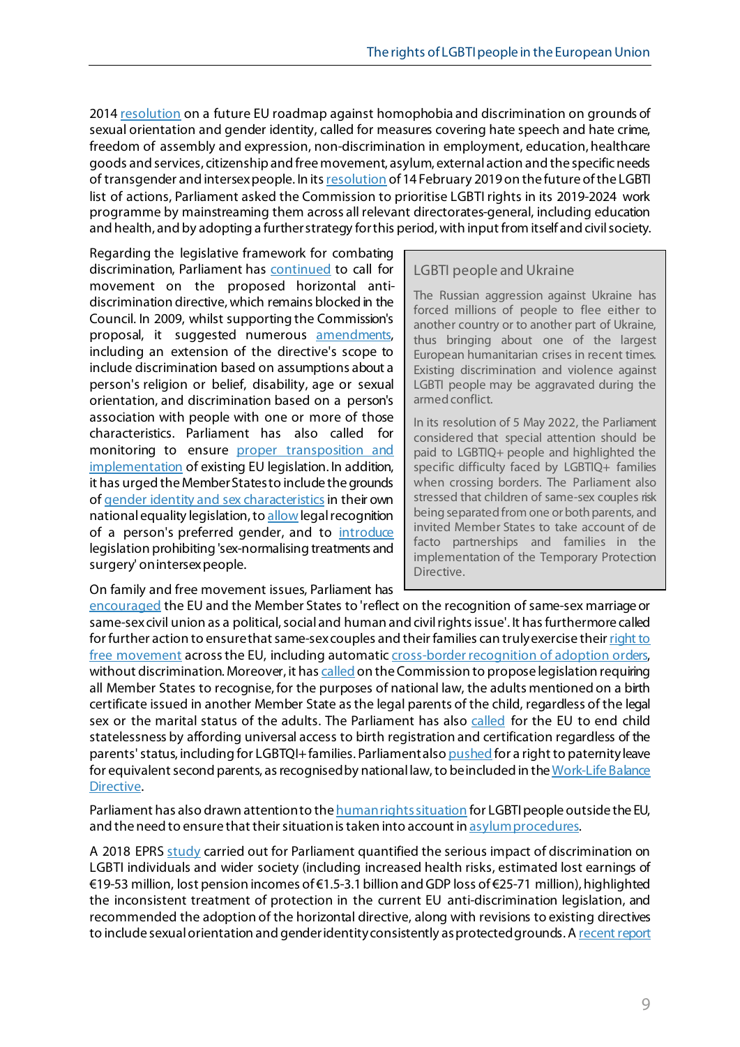2014 resolution on a future EU roadmap against homophobia and discrimination on grounds of sexual orientation and gender identity, called for measures covering hate speech and hate crime, freedom of assembly and expression, non-discrimination in employment, education, healthcare goods and services, citizenship and free movement, asylum, external action and the specific needs of transgender and intersex people. In its resolution of 14 February 2019 on the future of the LGBTI list of actions, Parliament asked the Commission to prioritise LGBTI rights in its 2019-2024 work programme by mainstreaming them across all relevant directorates-general, including education and health, and by adopting a further strategy for this period, with input from itself and civil society.

Regarding the legislative framework for combating discrimination, Parliament has continued to call for movement on the proposed horizontal anti-discrimination directive, which remains blocked in the Council. In 2009, whilst supporting the Commission's proposal, it suggested numerous amendments, including an extension of the directive's scope to include discrimination based on assumptions about a person's religion or belief, disability, age or sexual orientation, and discrimination based on a person's association with people with one or more of those characteristics. Parliament has also called for monitoring to ensure proper transposition and implementation of existing EU legislation. In addition, it has urged the Member States to include the grounds of gender identity and sex characteristics in their own national equality legislation, to allow legal recognition of a person's preferred gender, and to introduce legislation prohibiting 'sex-normalising treatments and surgery' on intersex people.

> **LGBTI people and Ukraine**
>
> The Russian aggression against Ukraine has forced millions of people to flee either to another country or to another part of Ukraine, thus bringing about one of the largest European humanitarian crises in recent times. Existing discrimination and violence against LGBTI people may be aggravated during the armed conflict.
>
> In its resolution of 5 May 2022, the Parliament considered that special attention should be paid to LGBTIQ+ people and highlighted the specific difficulty faced by LGBTIQ+ families when crossing borders. The Parliament also stressed that children of same-sex couples risk being separated from one or both parents, and invited Member States to take account of de facto partnerships and families in the implementation of the Temporary Protection Directive.

On family and free movement issues, Parliament has encouraged the EU and the Member States to 'reflect on the recognition of same-sex marriage or same-sex civil union as a political, social and human and civil rights issue'. It has furthermore called for further action to ensure that same-sex couples and their families can truly exercise their right to free movement across the EU, including automatic cross-border recognition of adoption orders, without discrimination. Moreover, it has called on the Commission to propose legislation requiring all Member States to recognise, for the purposes of national law, the adults mentioned on a birth certificate issued in another Member State as the legal parents of the child, regardless of the legal sex or the marital status of the adults. The Parliament has also called for the EU to end child statelessness by affording universal access to birth registration and certification regardless of the parents' status, including for LGBTQI+ families. Parliament also pushed for a right to paternity leave for equivalent second parents, as recognised by national law, to be included in the Work-Life Balance Directive.

Parliament has also drawn attention to the human rights situation for LGBTI people outside the EU, and the need to ensure that their situation is taken into account in asylum procedures.

A 2018 EPRS study carried out for Parliament quantified the serious impact of discrimination on LGBTI individuals and wider society (including increased health risks, estimated lost earnings of €19-53 million, lost pension incomes of €1.5-3.1 billion and GDP loss of €25-71 million), highlighted the inconsistent treatment of protection in the current EU anti-discrimination legislation, and recommended the adoption of the horizontal directive, along with revisions to existing directives to include sexual orientation and gender identity consistently as protected grounds. A recent report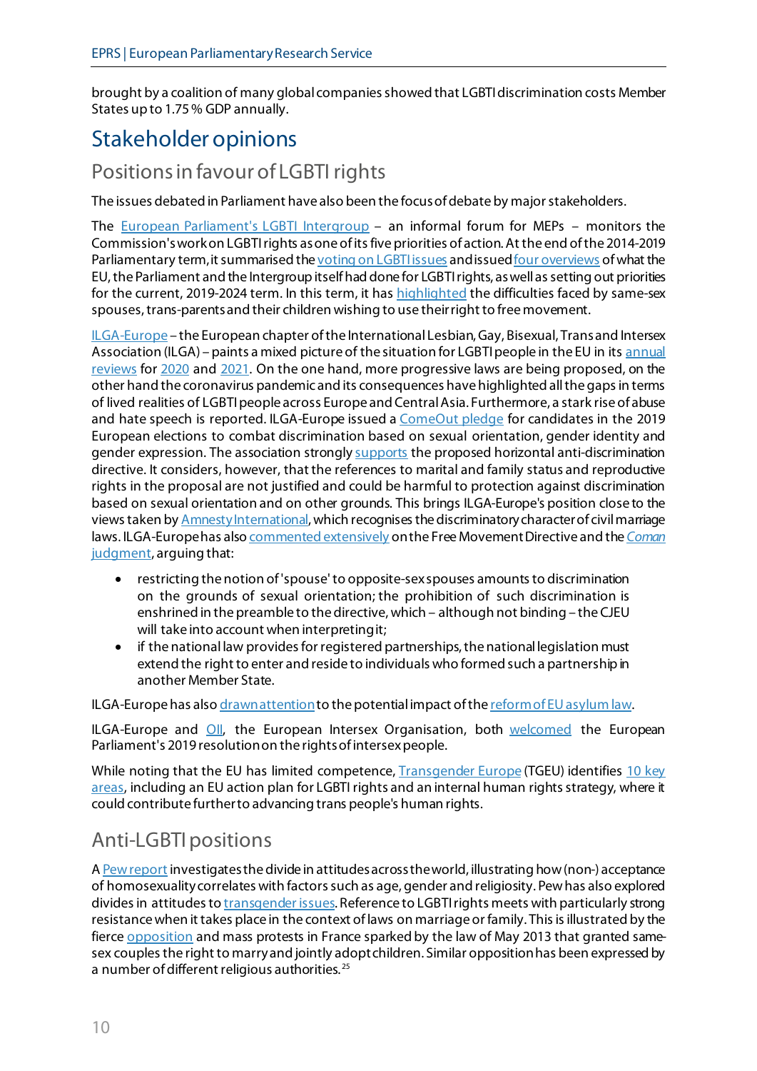brought by a coalition of many global companies showed that LGBTI discrimination costs Member States up to 1.75 % GDP annually.

## Stakeholder opinions

### Positions in favour of LGBTI rights

The issues debated in Parliament have also been the focus of debate by major stakeholders.

The European Parliament's LGBTI Intergroup – an informal forum for MEPs – monitors the Commission's work on LGBTI rights as one of its five priorities of action. At the end of the 2014-2019 Parliamentary term, it summarised the voting on LGBTI issues and issued four overviews of what the EU, the Parliament and the Intergroup itself had done for LGBTI rights, as well as setting out priorities for the current, 2019-2024 term. In this term, it has highlighted the difficulties faced by same-sex spouses, trans-parents and their children wishing to use their right to free movement.

ILGA-Europe – the European chapter of the International Lesbian, Gay, Bisexual, Trans and Intersex Association (ILGA) – paints a mixed picture of the situation for LGBTI people in the EU in its annual reviews for 2020 and 2021. On the one hand, more progressive laws are being proposed, on the other hand the coronavirus pandemic and its consequences have highlighted all the gaps in terms of lived realities of LGBTI people across Europe and Central Asia. Furthermore, a stark rise of abuse and hate speech is reported. ILGA-Europe issued a ComeOut pledge for candidates in the 2019 European elections to combat discrimination based on sexual orientation, gender identity and gender expression. The association strongly supports the proposed horizontal anti-discrimination directive. It considers, however, that the references to marital and family status and reproductive rights in the proposal are not justified and could be harmful to protection against discrimination based on sexual orientation and on other grounds. This brings ILGA-Europe's position close to the views taken by Amnesty International, which recognises the discriminatory character of civil marriage laws. ILGA-Europe has also commented extensively on the Free Movement Directive and the *Coman* judgment, arguing that:

- restricting the notion of 'spouse' to opposite-sex spouses amounts to discrimination on the grounds of sexual orientation; the prohibition of such discrimination is enshrined in the preamble to the directive, which – although not binding – the CJEU will take into account when interpreting it;
- if the national law provides for registered partnerships, the national legislation must extend the right to enter and reside to individuals who formed such a partnership in another Member State.

ILGA-Europe has also drawn attention to the potential impact of the reform of EU asylum law.

ILGA-Europe and OII, the European Intersex Organisation, both welcomed the European Parliament's 2019 resolution on the rights of intersex people.

While noting that the EU has limited competence, Transgender Europe (TGEU) identifies 10 key areas, including an EU action plan for LGBTI rights and an internal human rights strategy, where it could contribute further to advancing trans people's human rights.

### Anti-LGBTI positions

A Pew report investigates the divide in attitudes across the world, illustrating how (non-) acceptance of homosexuality correlates with factors such as age, gender and religiosity. Pew has also explored divides in attitudes to transgender issues. Reference to LGBTI rights meets with particularly strong resistance when it takes place in the context of laws on marriage or family. This is illustrated by the fierce opposition and mass protests in France sparked by the law of May 2013 that granted same-sex couples the right to marry and jointly adopt children. Similar opposition has been expressed by a number of different religious authorities.[25]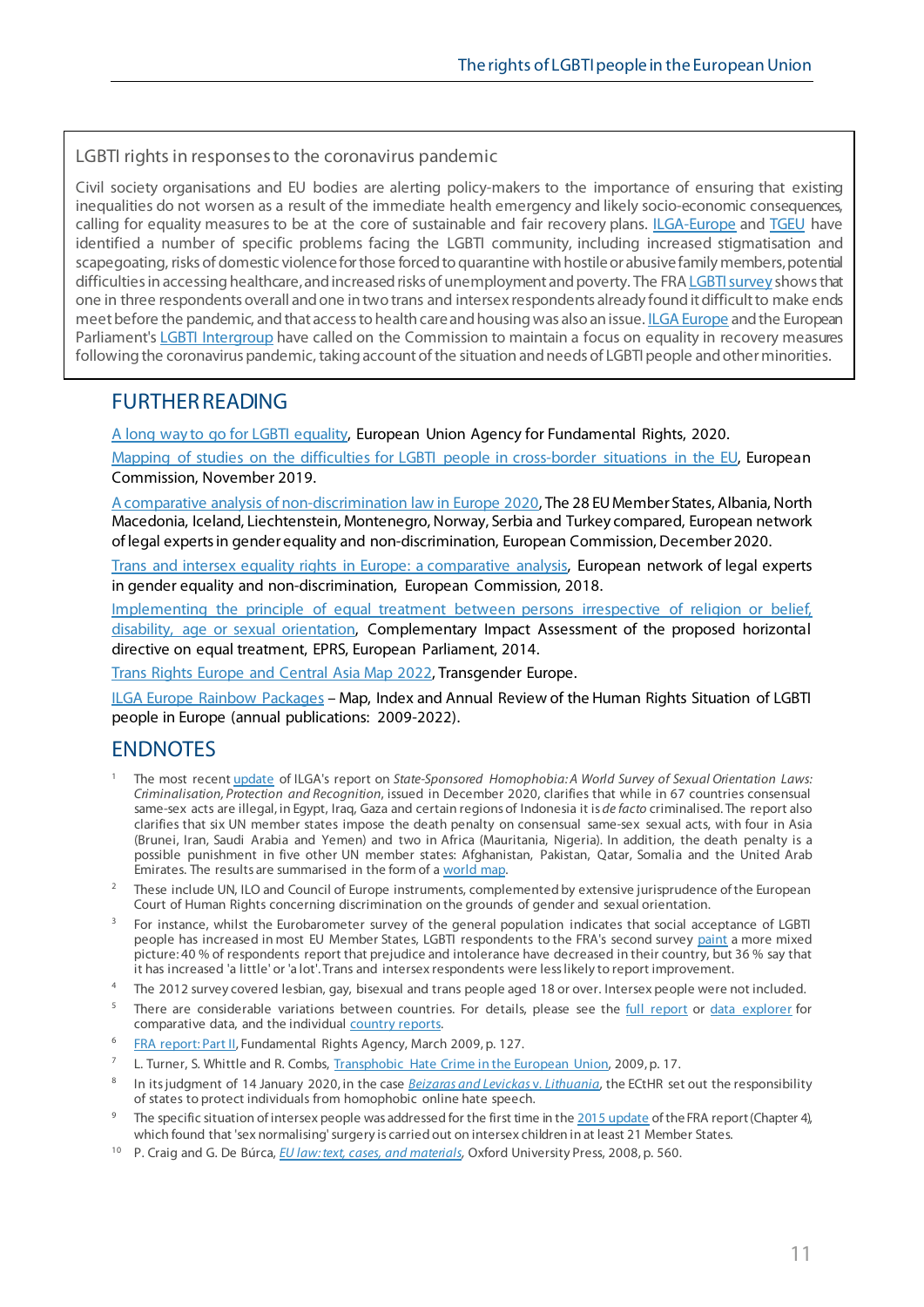### LGBTI rights in responses to the coronavirus pandemic

Civil society organisations and EU bodies are alerting policy-makers to the importance of ensuring that existing inequalities do not worsen as a result of the immediate health emergency and likely socio-economic consequences, calling for equality measures to be at the core of sustainable and fair recovery plans. ILGA-Europe and TGEU have identified a number of specific problems facing the LGBTI community, including increased stigmatisation and scapegoating, risks of domestic violence for those forced to quarantine with hostile or abusive family members, potential difficulties in accessing healthcare, and increased risks of unemployment and poverty. The FRA LGBTI survey shows that one in three respondents overall and one in two trans and intersex respondents already found it difficult to make ends meet before the pandemic, and that access to health care and housing was also an issue. ILGA Europe and the European Parliament's LGBTI Intergroup have called on the Commission to maintain a focus on equality in recovery measures following the coronavirus pandemic, taking account of the situation and needs of LGBTI people and other minorities.

## FURTHER READING

A long way to go for LGBTI equality, European Union Agency for Fundamental Rights, 2020.

Mapping of studies on the difficulties for LGBTI people in cross-border situations in the EU, European Commission, November 2019.

A comparative analysis of non-discrimination law in Europe 2020, The 28 EU Member States, Albania, North Macedonia, Iceland, Liechtenstein, Montenegro, Norway, Serbia and Turkey compared, European network of legal experts in gender equality and non-discrimination, European Commission, December 2020.

Trans and intersex equality rights in Europe: a comparative analysis, European network of legal experts in gender equality and non-discrimination, European Commission, 2018.

Implementing the principle of equal treatment between persons irrespective of religion or belief, disability, age or sexual orientation, Complementary Impact Assessment of the proposed horizontal directive on equal treatment, EPRS, European Parliament, 2014.

Trans Rights Europe and Central Asia Map 2022, Transgender Europe.

ILGA Europe Rainbow Packages – Map, Index and Annual Review of the Human Rights Situation of LGBTI people in Europe (annual publications: 2009-2022).

## ENDNOTES

[1] The most recent update of ILGA's report on *State-Sponsored Homophobia: A World Survey of Sexual Orientation Laws: Criminalisation, Protection and Recognition*, issued in December 2020, clarifies that while in 67 countries consensual same-sex acts are illegal, in Egypt, Iraq, Gaza and certain regions of Indonesia it is *de facto* criminalised. The report also clarifies that six UN member states impose the death penalty on consensual same-sex sexual acts, with four in Asia (Brunei, Iran, Saudi Arabia and Yemen) and two in Africa (Mauritania, Nigeria). In addition, the death penalty is a possible punishment in five other UN member states: Afghanistan, Pakistan, Qatar, Somalia and the United Arab Emirates. The results are summarised in the form of a world map.

[2] These include UN, ILO and Council of Europe instruments, complemented by extensive jurisprudence of the European Court of Human Rights concerning discrimination on the grounds of gender and sexual orientation.

[3] For instance, whilst the Eurobarometer survey of the general population indicates that social acceptance of LGBTI people has increased in most EU Member States, LGBTI respondents to the FRA's second survey paint a more mixed picture: 40 % of respondents report that prejudice and intolerance have decreased in their country, but 36 % say that it has increased 'a little' or 'a lot'. Trans and intersex respondents were less likely to report improvement.

[4] The 2012 survey covered lesbian, gay, bisexual and trans people aged 18 or over. Intersex people were not included.

[5] There are considerable variations between countries. For details, please see the full report or data explorer for comparative data, and the individual country reports.

[6] FRA report: Part II, Fundamental Rights Agency, March 2009, p. 127.

[7] L. Turner, S. Whittle and R. Combs, Transphobic Hate Crime in the European Union, 2009, p. 17.

[8] In its judgment of 14 January 2020, in the case *Beizaras and Levickas v. Lithuania*, the ECtHR set out the responsibility of states to protect individuals from homophobic online hate speech.

[9] The specific situation of intersex people was addressed for the first time in the 2015 update of the FRA report (Chapter 4), which found that 'sex normalising' surgery is carried out on intersex children in at least 21 Member States.

[10] P. Craig and G. De Búrca, *EU law: text, cases, and materials*, Oxford University Press, 2008, p. 560.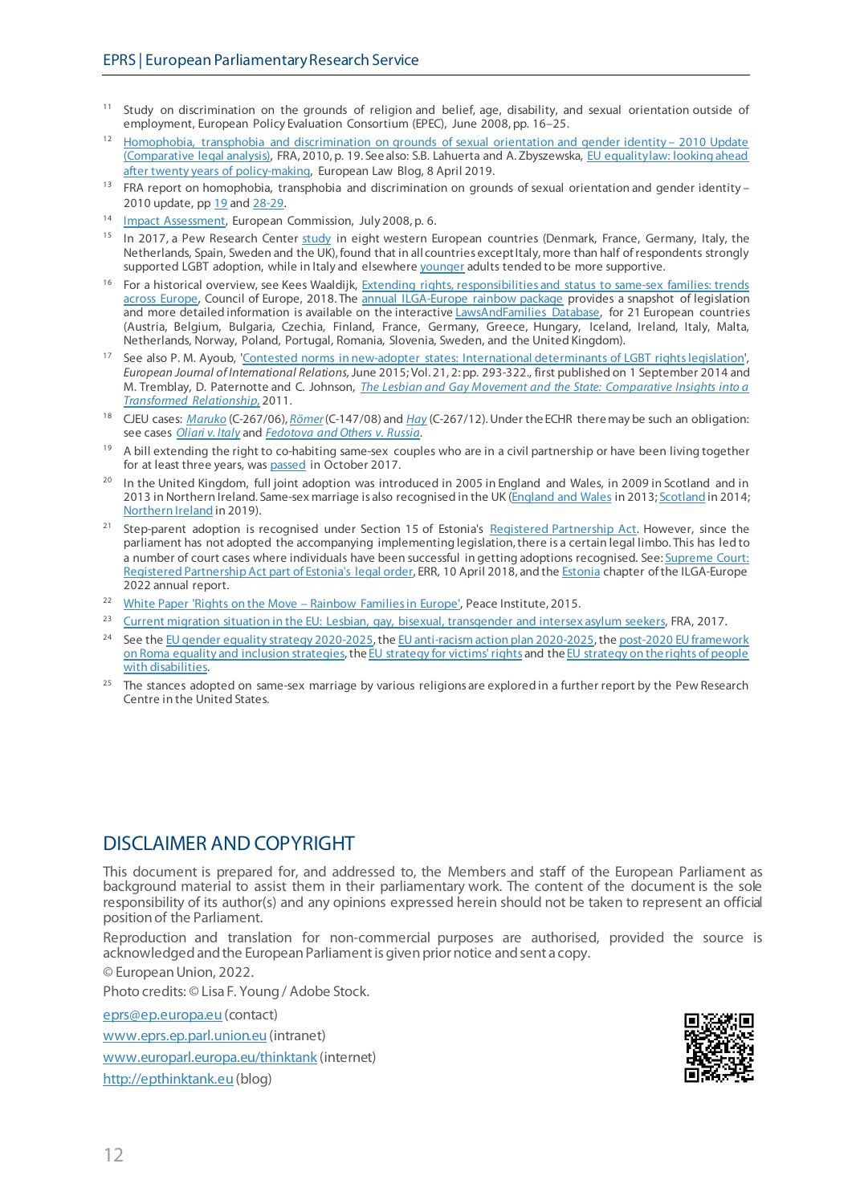[11] Study on discrimination on the grounds of religion and belief, age, disability, and sexual orientation outside of employment, European Policy Evaluation Consortium (EPEC), June 2008, pp. 16–25.

[12] Homophobia, transphobia and discrimination on grounds of sexual orientation and gender identity – 2010 Update (Comparative legal analysis), FRA, 2010, p. 19. See also: S.B. Lahuerta and A. Zbyszewska, EU equality law: looking ahead after twenty years of policy-making, European Law Blog, 8 April 2019.

[13] FRA report on homophobia, transphobia and discrimination on grounds of sexual orientation and gender identity – 2010 update, pp 19 and 28-29.

[14] Impact Assessment, European Commission, July 2008, p. 6.

[15] In 2017, a Pew Research Center study in eight western European countries (Denmark, France, Germany, Italy, the Netherlands, Spain, Sweden and the UK), found that in all countries except Italy, more than half of respondents strongly supported LGBT adoption, while in Italy and elsewhere younger adults tended to be more supportive.

[16] For a historical overview, see Kees Waaldijk, Extending rights, responsibilities and status to same-sex families: trends across Europe, Council of Europe, 2018. The annual ILGA-Europe rainbow package provides a snapshot of legislation and more detailed information is available on the interactive LawsAndFamilies Database, for 21 European countries (Austria, Belgium, Bulgaria, Czechia, Finland, France, Germany, Greece, Hungary, Iceland, Ireland, Italy, Malta, Netherlands, Norway, Poland, Portugal, Romania, Slovenia, Sweden, and the United Kingdom).

[17] See also P. M. Ayoub, 'Contested norms in new-adopter states: International determinants of LGBT rights legislation', *European Journal of International Relations*, June 2015; Vol. 21, 2: pp. 293-322., first published on 1 September 2014 and M. Tremblay, D. Paternotte and C. Johnson, *The Lesbian and Gay Movement and the State: Comparative Insights into a Transformed Relationship*, 2011.

[18] CJEU cases: *Maruko* (C-267/06), *Römer* (C-147/08) and *Hay* (C-267/12). Under the ECHR there may be such an obligation: see cases *Oliari v. Italy* and *Fedotova and Others v. Russia*.

[19] A bill extending the right to co-habiting same-sex couples who are in a civil partnership or have been living together for at least three years, was passed in October 2017.

[20] In the United Kingdom, full joint adoption was introduced in 2005 in England and Wales, in 2009 in Scotland and in 2013 in Northern Ireland. Same-sex marriage is also recognised in the UK (England and Wales in 2013; Scotland in 2014; Northern Ireland in 2019).

[21] Step-parent adoption is recognised under Section 15 of Estonia's Registered Partnership Act. However, since the parliament has not adopted the accompanying implementing legislation, there is a certain legal limbo. This has led to a number of court cases where individuals have been successful in getting adoptions recognised. See: Supreme Court: Registered Partnership Act part of Estonia's legal order, ERR, 10 April 2018, and the Estonia chapter of the ILGA-Europe 2022 annual report.

[22] White Paper 'Rights on the Move – Rainbow Families in Europe', Peace Institute, 2015.

[23] Current migration situation in the EU: Lesbian, gay, bisexual, transgender and intersex asylum seekers, FRA, 2017.

[24] See the EU gender equality strategy 2020-2025, the EU anti-racism action plan 2020-2025, the post-2020 EU framework on Roma equality and inclusion strategies, the EU strategy for victims' rights and the EU strategy on the rights of people with disabilities.

[25] The stances adopted on same-sex marriage by various religions are explored in a further report by the Pew Research Centre in the United States.

## DISCLAIMER AND COPYRIGHT

This document is prepared for, and addressed to, the Members and staff of the European Parliament as background material to assist them in their parliamentary work. The content of the document is the sole responsibility of its author(s) and any opinions expressed herein should not be taken to represent an official position of the Parliament.

Reproduction and translation for non-commercial purposes are authorised, provided the source is acknowledged and the European Parliament is given prior notice and sent a copy.

© European Union, 2022.

Photo credits: © Lisa F. Young / Adobe Stock.

eprs@ep.europa.eu (contact)

www.eprs.ep.parl.union.eu (intranet)

www.europarl.europa.eu/thinktank (internet)

http://epthinktank.eu (blog)